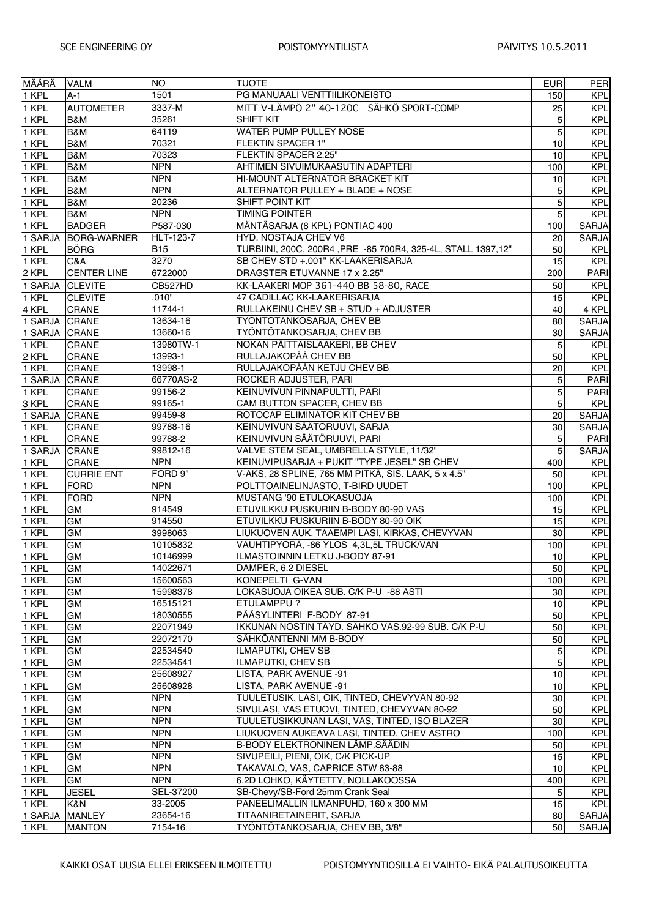SCE ENGINEERING OY POISTOMYYNTILISTA PÄIVITYS 10.5.2011

| MÄÄRÄ | VALM | NO | TUOTE | EUR | PER |
|---|---|---|---|---|---|
| 1 KPL | A-1 | 1501 | PG MANUAALI VENTTIILIKONEISTO | 150 | KPL |
| 1 KPL | AUTOMETER | 3337-M | MITT V-LÄMPÖ 2" 40-120C SÄHKÖ SPORT-COMP | 25 | KPL |
| 1 KPL | B&M | 35261 | SHIFT KIT | 5 | KPL |
| 1 KPL | B&M | 64119 | WATER PUMP PULLEY NOSE | 5 | KPL |
| 1 KPL | B&M | 70321 | FLEKTIN SPACER 1" | 10 | KPL |
| 1 KPL | B&M | 70323 | FLEKTIN SPACER 2.25" | 10 | KPL |
| 1 KPL | B&M | NPN | AHTIMEN SIVUIMUKAASUTIN ADAPTERI | 100 | KPL |
| 1 KPL | B&M | NPN | HI-MOUNT ALTERNATOR BRACKET KIT | 10 | KPL |
| 1 KPL | B&M | NPN | ALTERNATOR PULLEY + BLADE + NOSE | 5 | KPL |
| 1 KPL | B&M | 20236 | SHIFT POINT KIT | 5 | KPL |
| 1 KPL | B&M | NPN | TIMING POINTER | 5 | KPL |
| 1 KPL | BADGER | P587-030 | MÄNTÄSARJA (8 KPL) PONTIAC 400 | 100 | SARJA |
| 1 SARJA | BORG-WARNER | HLT-123-7 | HYD. NOSTAJA CHEV V6 | 20 | SARJA |
| 1 KPL | BÖRG | B15 | TURBIINI, 200C, 200R4 ,PRE -85 700R4, 325-4L, STALL 1397,12" | 50 | KPL |
| 1 KPL | C&A | 3270 | SB CHEV STD +.001" KK-LAAKERISARJA | 15 | KPL |
| 2 KPL | CENTER LINE | 6722000 | DRAGSTER ETUVANNE 17 x 2.25" | 200 | PARI |
| 1 SARJA | CLEVITE | CB527HD | KK-LAAKERI MOP 361-440 BB 58-80, RACE | 50 | KPL |
| 1 KPL | CLEVITE | .010" | 47 CADILLAC KK-LAAKERISARJA | 15 | KPL |
| 4 KPL | CRANE | 11744-1 | RULLAKEINU CHEV SB + STUD + ADJUSTER | 40 | 4 KPL |
| 1 SARJA | CRANE | 13634-16 | TYÖNTÖTANKOSARJA, CHEV BB | 80 | SARJA |
| 1 SARJA | CRANE | 13660-16 | TYÖNTÖTANKOSARJA, CHEV BB | 30 | SARJA |
| 1 KPL | CRANE | 13980TW-1 | NOKAN PÄITTÄISLAAKERI, BB CHEV | 5 | KPL |
| 2 KPL | CRANE | 13993-1 | RULLAJAKOPÄÄ CHEV BB | 50 | KPL |
| 1 KPL | CRANE | 13998-1 | RULLAJAKOPÄÄN KETJU CHEV BB | 20 | KPL |
| 1 SARJA | CRANE | 66770AS-2 | ROCKER ADJUSTER, PARI | 5 | PARI |
| 1 KPL | CRANE | 99156-2 | KEINUVIVUN PINNAPULTTI, PARI | 5 | PARI |
| 3 KPL | CRANE | 99165-1 | CAM BUTTON SPACER, CHEV BB | 5 | KPL |
| 1 SARJA | CRANE | 99459-8 | ROTOCAP ELIMINATOR KIT CHEV BB | 20 | SARJA |
| 1 KPL | CRANE | 99788-16 | KEINUVIVUN SÄÄTÖRUUVI, SARJA | 30 | SARJA |
| 1 KPL | CRANE | 99788-2 | KEINUVIVUN SÄÄTÖRUUVI, PARI | 5 | PARI |
| 1 SARJA | CRANE | 99812-16 | VALVE STEM SEAL, UMBRELLA STYLE, 11/32" | 5 | SARJA |
| 1 KPL | CRANE | NPN | KEINUVIPUSARJA + PUKIT "TYPE JESEL" SB CHEV | 400 | KPL |
| 1 KPL | CURRIE ENT | FORD 9" | V-AKS, 28 SPLINE, 765 MM PITKÄ, SIS. LAAK, 5 x 4.5" | 50 | KPL |
| 1 KPL | FORD | NPN | POLTTOAINELINJASTO, T-BIRD UUDET | 100 | KPL |
| 1 KPL | FORD | NPN | MUSTANG '90 ETULOKASUOJA | 100 | KPL |
| 1 KPL | GM | 914549 | ETUVILKKU PUSKURIIN B-BODY 80-90 VAS | 15 | KPL |
| 1 KPL | GM | 914550 | ETUVILKKU PUSKURIIN B-BODY 80-90 OIK | 15 | KPL |
| 1 KPL | GM | 3998063 | LIUKUOVEN AUK. TAAEMPI LASI, KIRKAS, CHEVYVAN | 30 | KPL |
| 1 KPL | GM | 10105832 | VAUHTIPYÖRÄ, -86 YLÖS 4,3L,5L TRUCK/VAN | 100 | KPL |
| 1 KPL | GM | 10146999 | ILMASTOINNIN LETKU J-BODY 87-91 | 10 | KPL |
| 1 KPL | GM | 14022671 | DAMPER, 6.2 DIESEL | 50 | KPL |
| 1 KPL | GM | 15600563 | KONEPELTI G-VAN | 100 | KPL |
| 1 KPL | GM | 15998378 | LOKASUOJA OIKEA SUB. C/K P-U -88 ASTI | 30 | KPL |
| 1 KPL | GM | 16515121 | ETULAMPPU ? | 10 | KPL |
| 1 KPL | GM | 18030555 | PÄÄSYLINTERI F-BODY 87-91 | 50 | KPL |
| 1 KPL | GM | 22071949 | IKKUNAN NOSTIN TÄYD. SÄHKÖ VAS.92-99 SUB. C/K P-U | 50 | KPL |
| 1 KPL | GM | 22072170 | SÄHKÖANTENNI MM B-BODY | 50 | KPL |
| 1 KPL | GM | 22534540 | ILMAPUTKI, CHEV SB | 5 | KPL |
| 1 KPL | GM | 22534541 | ILMAPUTKI, CHEV SB | 5 | KPL |
| 1 KPL | GM | 25608927 | LISTA, PARK AVENUE -91 | 10 | KPL |
| 1 KPL | GM | 25608928 | LISTA, PARK AVENUE -91 | 10 | KPL |
| 1 KPL | GM | NPN | TUULETUSIK. LASI, OIK, TINTED, CHEVYVAN 80-92 | 30 | KPL |
| 1 KPL | GM | NPN | SIVULASI, VAS ETUOVI, TINTED, CHEVYVAN 80-92 | 50 | KPL |
| 1 KPL | GM | NPN | TUULETUSIKKUNAN LASI, VAS, TINTED, ISO BLAZER | 30 | KPL |
| 1 KPL | GM | NPN | LIUKUOVEN AUKEAVA LASI, TINTED, CHEV ASTRO | 100 | KPL |
| 1 KPL | GM | NPN | B-BODY ELEKTRONINEN LÄMP.SÄÄDIN | 50 | KPL |
| 1 KPL | GM | NPN | SIVUPEILI, PIENI, OIK, C/K PICK-UP | 15 | KPL |
| 1 KPL | GM | NPN | TAKAVALO, VAS, CAPRICE STW 83-88 | 10 | KPL |
| 1 KPL | GM | NPN | 6.2D LOHKO, KÄYTETTY, NOLLAKOOSSA | 400 | KPL |
| 1 KPL | JESEL | SEL-37200 | SB-Chevy/SB-Ford 25mm Crank Seal | 5 | KPL |
| 1 KPL | K&N | 33-2005 | PANEELIMALLIN ILMANPUHD, 160 x 300 MM | 15 | KPL |
| 1 SARJA | MANLEY | 23654-16 | TITAANIRETAINERIT, SARJA | 80 | SARJA |
| 1 KPL | MANTON | 7154-16 | TYÖNTÖTANKOSARJA, CHEV BB, 3/8" | 50 | SARJA |

KAIKKI OSAT UUSIA ELLEI ERIKSEEN ILMOITETTU POISTOMYYNTIOSILLA EI VAIHTO- EIKÄ PALAUTUSOIKEUTTA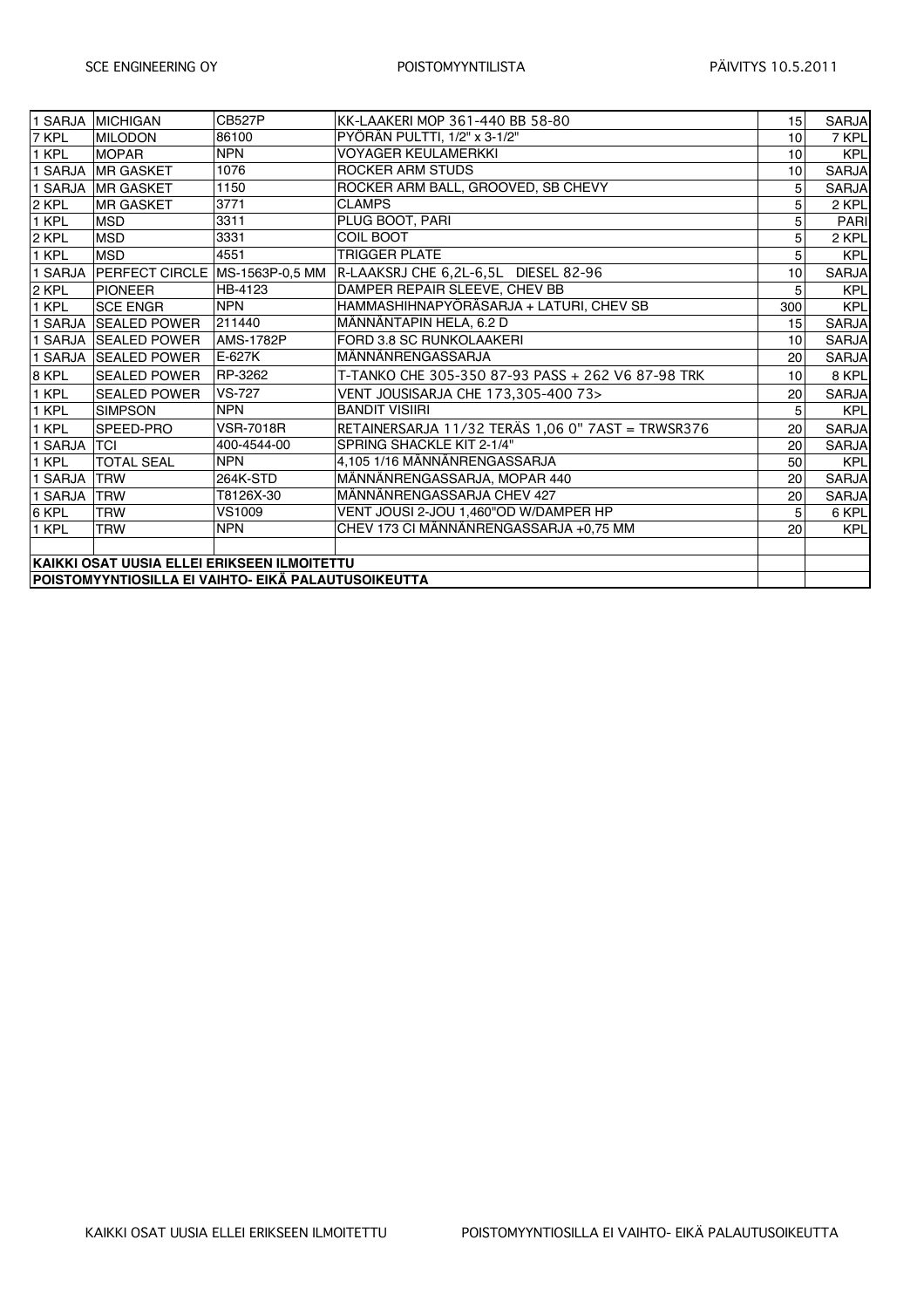| | | | | | |
|---|---|---|---|---|---|
| 1 SARJA | MICHIGAN | CB527P | KK-LAAKERI MOP 361-440 BB 58-80 | 15 | SARJA |
| 7 KPL | MILODON | 86100 | PYÖRÄN PULTTI, 1/2" x 3-1/2" | 10 | 7 KPL |
| 1 KPL | MOPAR | NPN | VOYAGER KEULAMERKKI | 10 | KPL |
| 1 SARJA | MR GASKET | 1076 | ROCKER ARM STUDS | 10 | SARJA |
| 1 SARJA | MR GASKET | 1150 | ROCKER ARM BALL, GROOVED, SB CHEVY | 5 | SARJA |
| 2 KPL | MR GASKET | 3771 | CLAMPS | 5 | 2 KPL |
| 1 KPL | MSD | 3311 | PLUG BOOT, PARI | 5 | PARI |
| 2 KPL | MSD | 3331 | COIL BOOT | 5 | 2 KPL |
| 1 KPL | MSD | 4551 | TRIGGER PLATE | 5 | KPL |
| 1 SARJA | PERFECT CIRCLE | MS-1563P-0,5 MM | R-LAAKSRJ CHE 6,2L-6,5L DIESEL 82-96 | 10 | SARJA |
| 2 KPL | PIONEER | HB-4123 | DAMPER REPAIR SLEEVE, CHEV BB | 5 | KPL |
| 1 KPL | SCE ENGR | NPN | HAMMASHIHNAPYÖRÄSARJA + LATURI, CHEV SB | 300 | KPL |
| 1 SARJA | SEALED POWER | 211440 | MÄNNÄNTAPIN HELA, 6.2 D | 15 | SARJA |
| 1 SARJA | SEALED POWER | AMS-1782P | FORD 3.8 SC RUNKOLAAKERI | 10 | SARJA |
| 1 SARJA | SEALED POWER | E-627K | MÄNNÄNRENGASSARJA | 20 | SARJA |
| 8 KPL | SEALED POWER | RP-3262 | T-TANKO CHE 305-350 87-93 PASS + 262 V6 87-98 TRK | 10 | 8 KPL |
| 1 KPL | SEALED POWER | VS-727 | VENT JOUSISARJA CHE 173,305-400 73> | 20 | SARJA |
| 1 KPL | SIMPSON | NPN | BANDIT VISIIRI | 5 | KPL |
| 1 KPL | SPEED-PRO | VSR-7018R | RETAINERSARJA 11/32 TERÄS 1,06 0" 7AST = TRWSR376 | 20 | SARJA |
| 1 SARJA | TCI | 400-4544-00 | SPRING SHACKLE KIT 2-1/4" | 20 | SARJA |
| 1 KPL | TOTAL SEAL | NPN | 4,105 1/16 MÄNNÄNRENGASSARJA | 50 | KPL |
| 1 SARJA | TRW | 264K-STD | MÄNNÄNRENGASSARJA, MOPAR 440 | 20 | SARJA |
| 1 SARJA | TRW | T8126X-30 | MÄNNÄNRENGASSARJA CHEV 427 | 20 | SARJA |
| 6 KPL | TRW | VS1009 | VENT JOUSI 2-JOU 1,460"OD W/DAMPER HP | 5 | 6 KPL |
| 1 KPL | TRW | NPN | CHEV 173 CI MÄNNÄNRENGASSARJA +0,75 MM | 20 | KPL |
| | | | | | |
| **KAIKKI OSAT UUSIA ELLEI ERIKSEEN ILMOITETTU** | | | | | |
| **POISTOMYYNTIOSILLA EI VAIHTO- EIKÄ PALAUTUSOIKEUTTA** | | | | | |